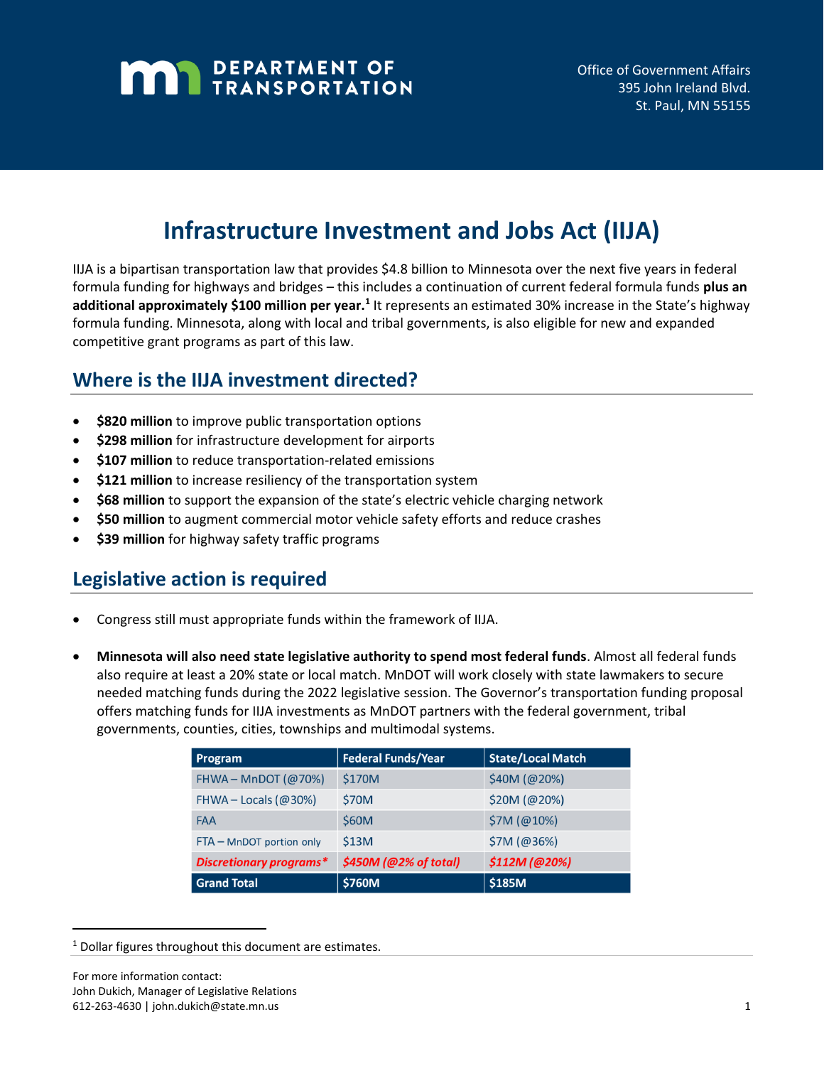**DEPARTMENT OF TRANSPORTATION**

Office of Government Affairs
395 John Ireland Blvd.
St. Paul, MN 55155

# Infrastructure Investment and Jobs Act (IIJA)

IIJA is a bipartisan transportation law that provides $4.8 billion to Minnesota over the next five years in federal formula funding for highways and bridges – this includes a continuation of current federal formula funds **plus an additional approximately $100 million per year.**[1] It represents an estimated 30% increase in the State's highway formula funding. Minnesota, along with local and tribal governments, is also eligible for new and expanded competitive grant programs as part of this law.

## Where is the IIJA investment directed?

- **$820 million** to improve public transportation options
- **$298 million** for infrastructure development for airports
- **$107 million** to reduce transportation-related emissions
- **$121 million** to increase resiliency of the transportation system
- **$68 million** to support the expansion of the state's electric vehicle charging network
- **$50 million** to augment commercial motor vehicle safety efforts and reduce crashes
- **$39 million** for highway safety traffic programs

## Legislative action is required

- Congress still must appropriate funds within the framework of IIJA.

- **Minnesota will also need state legislative authority to spend most federal funds**. Almost all federal funds also require at least a 20% state or local match. MnDOT will work closely with state lawmakers to secure needed matching funds during the 2022 legislative session. The Governor's transportation funding proposal offers matching funds for IIJA investments as MnDOT partners with the federal government, tribal governments, counties, cities, townships and multimodal systems.

| Program | Federal Funds/Year | State/Local Match |
|---|---|---|
| FHWA – MnDOT (@70%) | $170M | $40M (@20%) |
| FHWA – Locals (@30%) | $70M | $20M (@20%) |
| FAA | $60M | $7M (@10%) |
| FTA – MnDOT portion only | $13M | $7M (@36%) |
| *Discretionary programs** | *$450M (@2% of total)* | *$112M (@20%)* |
| **Grand Total** | **$760M** | **$185M** |

[1] Dollar figures throughout this document are estimates.

For more information contact:
John Dukich, Manager of Legislative Relations
612-263-4630 | john.dukich@state.mn.us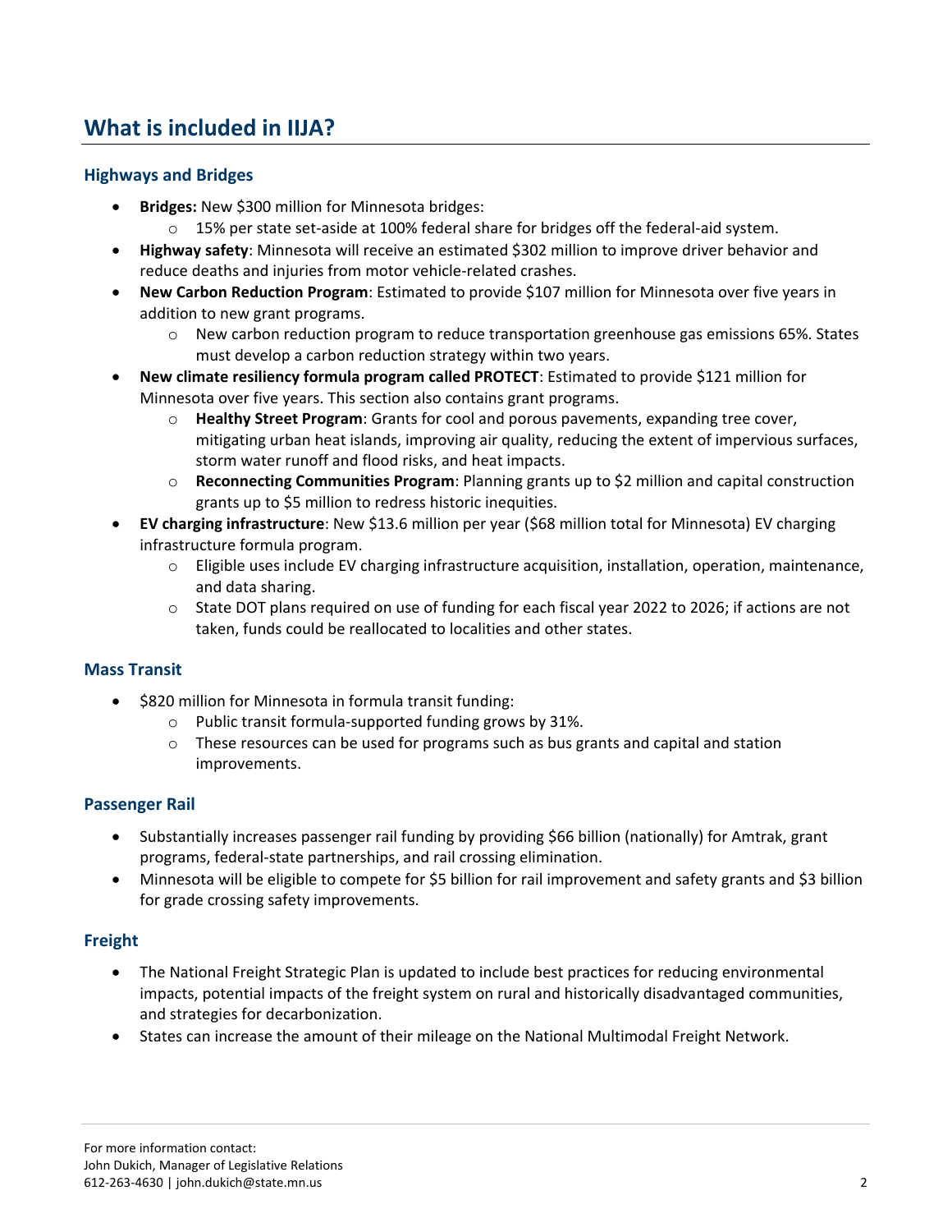## What is included in IIJA?

### Highways and Bridges

- **Bridges:** New $300 million for Minnesota bridges:
  - 15% per state set-aside at 100% federal share for bridges off the federal-aid system.
- **Highway safety**: Minnesota will receive an estimated $302 million to improve driver behavior and reduce deaths and injuries from motor vehicle-related crashes.
- **New Carbon Reduction Program**: Estimated to provide $107 million for Minnesota over five years in addition to new grant programs.
  - New carbon reduction program to reduce transportation greenhouse gas emissions 65%. States must develop a carbon reduction strategy within two years.
- **New climate resiliency formula program called PROTECT**: Estimated to provide $121 million for Minnesota over five years. This section also contains grant programs.
  - **Healthy Street Program**: Grants for cool and porous pavements, expanding tree cover, mitigating urban heat islands, improving air quality, reducing the extent of impervious surfaces, storm water runoff and flood risks, and heat impacts.
  - **Reconnecting Communities Program**: Planning grants up to $2 million and capital construction grants up to $5 million to redress historic inequities.
- **EV charging infrastructure**: New $13.6 million per year ($68 million total for Minnesota) EV charging infrastructure formula program.
  - Eligible uses include EV charging infrastructure acquisition, installation, operation, maintenance, and data sharing.
  - State DOT plans required on use of funding for each fiscal year 2022 to 2026; if actions are not taken, funds could be reallocated to localities and other states.

### Mass Transit

- $820 million for Minnesota in formula transit funding:
  - Public transit formula-supported funding grows by 31%.
  - These resources can be used for programs such as bus grants and capital and station improvements.

### Passenger Rail

- Substantially increases passenger rail funding by providing $66 billion (nationally) for Amtrak, grant programs, federal-state partnerships, and rail crossing elimination.
- Minnesota will be eligible to compete for $5 billion for rail improvement and safety grants and $3 billion for grade crossing safety improvements.

### Freight

- The National Freight Strategic Plan is updated to include best practices for reducing environmental impacts, potential impacts of the freight system on rural and historically disadvantaged communities, and strategies for decarbonization.
- States can increase the amount of their mileage on the National Multimodal Freight Network.

For more information contact:
John Dukich, Manager of Legislative Relations
612-263-4630 | john.dukich@state.mn.us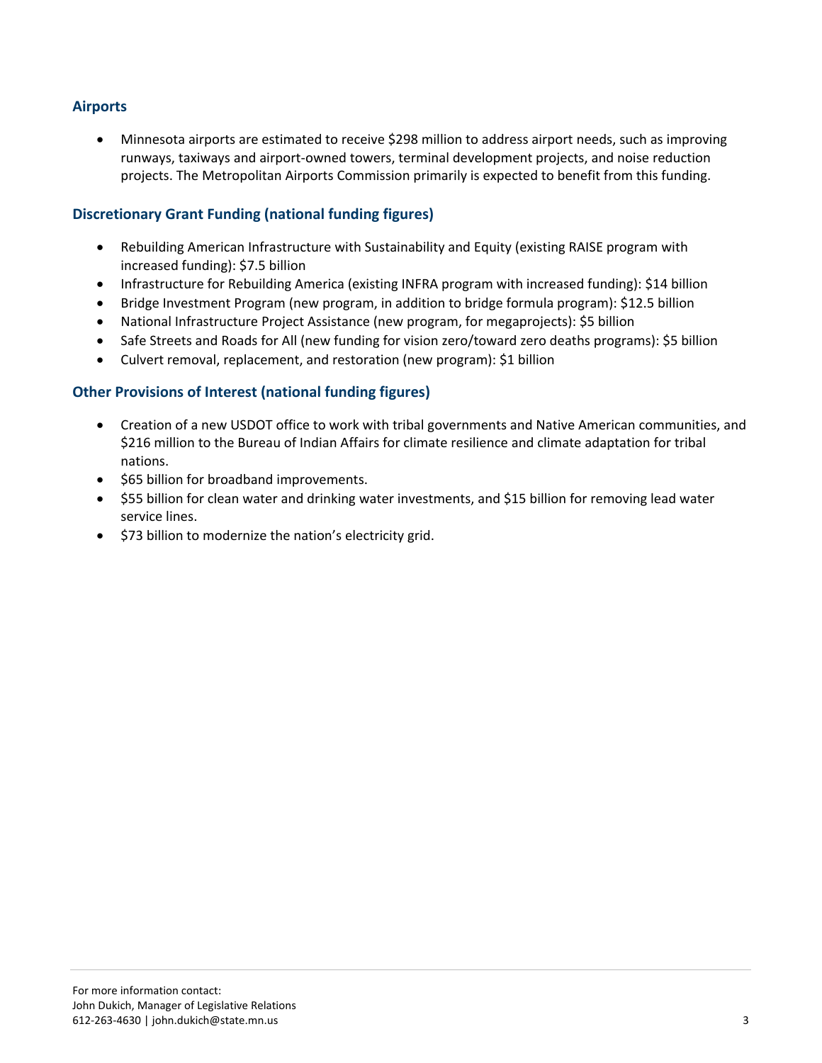### Airports

- Minnesota airports are estimated to receive $298 million to address airport needs, such as improving runways, taxiways and airport-owned towers, terminal development projects, and noise reduction projects. The Metropolitan Airports Commission primarily is expected to benefit from this funding.

### Discretionary Grant Funding (national funding figures)

- Rebuilding American Infrastructure with Sustainability and Equity (existing RAISE program with increased funding): $7.5 billion
- Infrastructure for Rebuilding America (existing INFRA program with increased funding): $14 billion
- Bridge Investment Program (new program, in addition to bridge formula program): $12.5 billion
- National Infrastructure Project Assistance (new program, for megaprojects): $5 billion
- Safe Streets and Roads for All (new funding for vision zero/toward zero deaths programs): $5 billion
- Culvert removal, replacement, and restoration (new program): $1 billion

### Other Provisions of Interest (national funding figures)

- Creation of a new USDOT office to work with tribal governments and Native American communities, and $216 million to the Bureau of Indian Affairs for climate resilience and climate adaptation for tribal nations.
- $65 billion for broadband improvements.
- $55 billion for clean water and drinking water investments, and $15 billion for removing lead water service lines.
- $73 billion to modernize the nation's electricity grid.

For more information contact:
John Dukich, Manager of Legislative Relations
612-263-4630 | john.dukich@state.mn.us